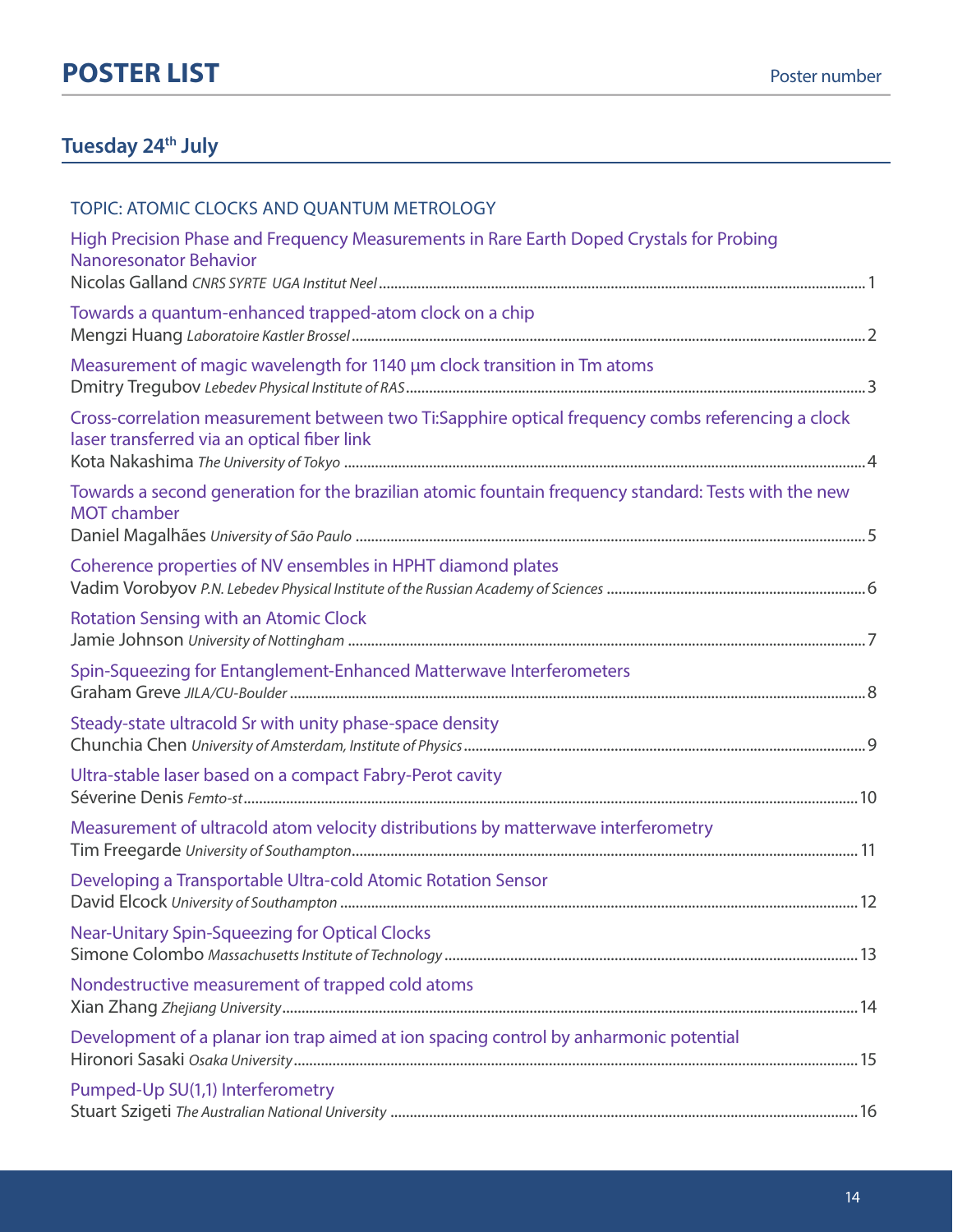# POSTER LIST

Poster number

## Tuesday 24th July

### TOPIC: ATOMIC CLOCKS AND QUANTUM METROLOGY

High Precision Phase and Frequency Measurements in Rare Earth Doped Crystals for Probing Nanoresonator Behavior
Nicolas Galland *CNRS SYRTE UGA Institut Neel* ........ 1

Towards a quantum-enhanced trapped-atom clock on a chip
Mengzi Huang *Laboratoire Kastler Brossel* ........ 2

Measurement of magic wavelength for 1140 µm clock transition in Tm atoms
Dmitry Tregubov *Lebedev Physical Institute of RAS* ........ 3

Cross-correlation measurement between two Ti:Sapphire optical frequency combs referencing a clock laser transferred via an optical fiber link
Kota Nakashima *The University of Tokyo* ........ 4

Towards a second generation for the brazilian atomic fountain frequency standard: Tests with the new MOT chamber
Daniel Magalhães *University of São Paulo* ........ 5

Coherence properties of NV ensembles in HPHT diamond plates
Vadim Vorobyov *P.N. Lebedev Physical Institute of the Russian Academy of Sciences* ........ 6

Rotation Sensing with an Atomic Clock
Jamie Johnson *University of Nottingham* ........ 7

Spin-Squeezing for Entanglement-Enhanced Matterwave Interferometers
Graham Greve *JILA/CU-Boulder* ........ 8

Steady-state ultracold Sr with unity phase-space density
Chunchia Chen *University of Amsterdam, Institute of Physics* ........ 9

Ultra-stable laser based on a compact Fabry-Perot cavity
Séverine Denis *Femto-st* ........ 10

Measurement of ultracold atom velocity distributions by matterwave interferometry
Tim Freegarde *University of Southampton* ........ 11

Developing a Transportable Ultra-cold Atomic Rotation Sensor
David Elcock *University of Southampton* ........ 12

Near-Unitary Spin-Squeezing for Optical Clocks
Simone Colombo *Massachusetts Institute of Technology* ........ 13

Nondestructive measurement of trapped cold atoms
Xian Zhang *Zhejiang University* ........ 14

Development of a planar ion trap aimed at ion spacing control by anharmonic potential
Hironori Sasaki *Osaka University* ........ 15

Pumped-Up SU(1,1) Interferometry
Stuart Szigeti *The Australian National University* ........ 16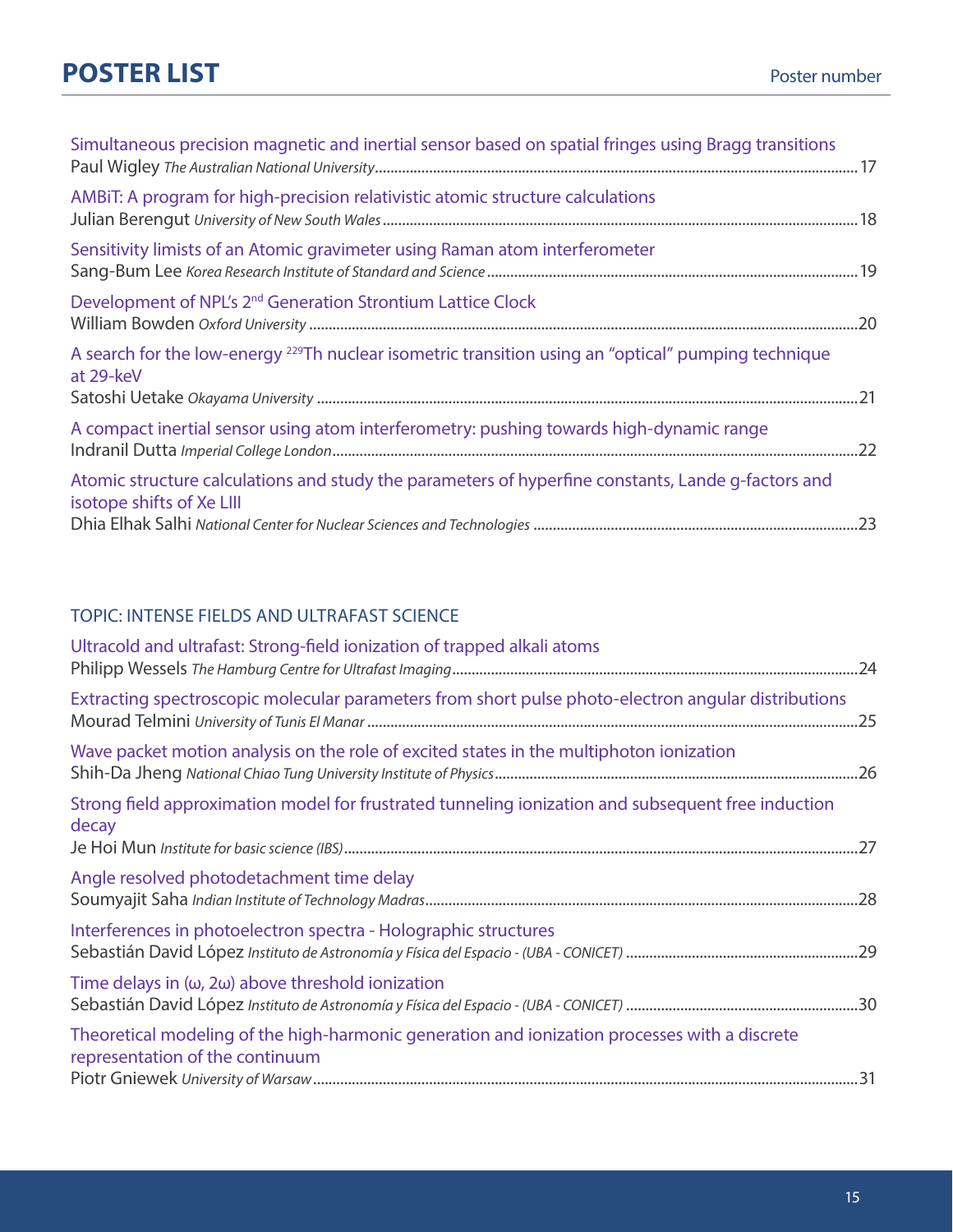# POSTER LIST

Poster number

Simultaneous precision magnetic and inertial sensor based on spatial fringes using Bragg transitions
Paul Wigley *The Australian National University* ........ 17

AMBiT: A program for high-precision relativistic atomic structure calculations
Julian Berengut *University of New South Wales* ........ 18

Sensitivity limists of an Atomic gravimeter using Raman atom interferometer
Sang-Bum Lee *Korea Research Institute of Standard and Science* ........ 19

Development of NPL's 2nd Generation Strontium Lattice Clock
William Bowden *Oxford University* ........ 20

A search for the low-energy $^{229}$Th nuclear isometric transition using an "optical" pumping technique at 29-keV
Satoshi Uetake *Okayama University* ........ 21

A compact inertial sensor using atom interferometry: pushing towards high-dynamic range
Indranil Dutta *Imperial College London* ........ 22

Atomic structure calculations and study the parameters of hyperfine constants, Lande g-factors and isotope shifts of Xe LIII
Dhia Elhak Salhi *National Center for Nuclear Sciences and Technologies* ........ 23

## TOPIC: INTENSE FIELDS AND ULTRAFAST SCIENCE

Ultracold and ultrafast: Strong-field ionization of trapped alkali atoms
Philipp Wessels *The Hamburg Centre for Ultrafast Imaging* ........ 24

Extracting spectroscopic molecular parameters from short pulse photo-electron angular distributions
Mourad Telmini *University of Tunis El Manar* ........ 25

Wave packet motion analysis on the role of excited states in the multiphoton ionization
Shih-Da Jheng *National Chiao Tung University Institute of Physics* ........ 26

Strong field approximation model for frustrated tunneling ionization and subsequent free induction decay
Je Hoi Mun *Institute for basic science (IBS)* ........ 27

Angle resolved photodetachment time delay
Soumyajit Saha *Indian Institute of Technology Madras* ........ 28

Interferences in photoelectron spectra - Holographic structures
Sebastián David López *Instituto de Astronomía y Física del Espacio - (UBA - CONICET)* ........ 29

Time delays in (ω, 2ω) above threshold ionization
Sebastián David López *Instituto de Astronomía y Física del Espacio - (UBA - CONICET)* ........ 30

Theoretical modeling of the high-harmonic generation and ionization processes with a discrete representation of the continuum
Piotr Gniewek *University of Warsaw* ........ 31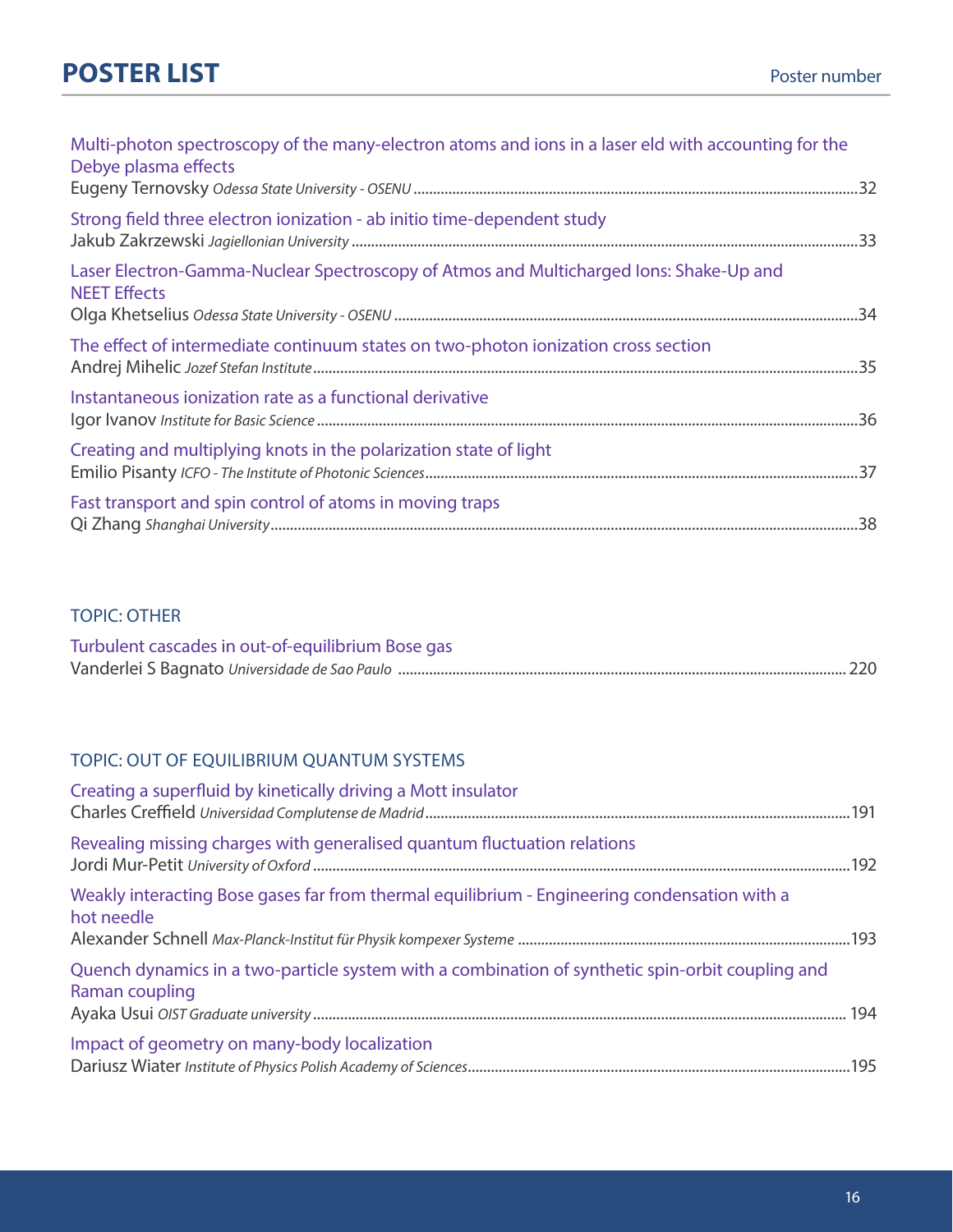# POSTER LIST

Poster number

Multi-photon spectroscopy of the many-electron atoms and ions in a laser eld with accounting for the Debye plasma effects
Eugeny Ternovsky *Odessa State University - OSENU* ....32

Strong field three electron ionization - ab initio time-dependent study
Jakub Zakrzewski *Jagiellonian University* ....33

Laser Electron-Gamma-Nuclear Spectroscopy of Atmos and Multicharged Ions: Shake-Up and NEET Effects
Olga Khetselius *Odessa State University - OSENU* ....34

The effect of intermediate continuum states on two-photon ionization cross section
Andrej Mihelic *Jozef Stefan Institute* ....35

Instantaneous ionization rate as a functional derivative
Igor Ivanov *Institute for Basic Science* ....36

Creating and multiplying knots in the polarization state of light
Emilio Pisanty *ICFO - The Institute of Photonic Sciences* ....37

Fast transport and spin control of atoms in moving traps
Qi Zhang *Shanghai University* ....38

## TOPIC: OTHER

Turbulent cascades in out-of-equilibrium Bose gas
Vanderlei S Bagnato *Universidade de Sao Paulo* ....220

## TOPIC: OUT OF EQUILIBRIUM QUANTUM SYSTEMS

Creating a superfluid by kinetically driving a Mott insulator
Charles Creffield *Universidad Complutense de Madrid* ....191

Revealing missing charges with generalised quantum fluctuation relations
Jordi Mur-Petit *University of Oxford* ....192

Weakly interacting Bose gases far from thermal equilibrium - Engineering condensation with a hot needle
Alexander Schnell *Max-Planck-Institut für Physik kompexer Systeme* ....193

Quench dynamics in a two-particle system with a combination of synthetic spin-orbit coupling and Raman coupling
Ayaka Usui *OIST Graduate university* ....194

Impact of geometry on many-body localization
Dariusz Wiater *Institute of Physics Polish Academy of Sciences* ....195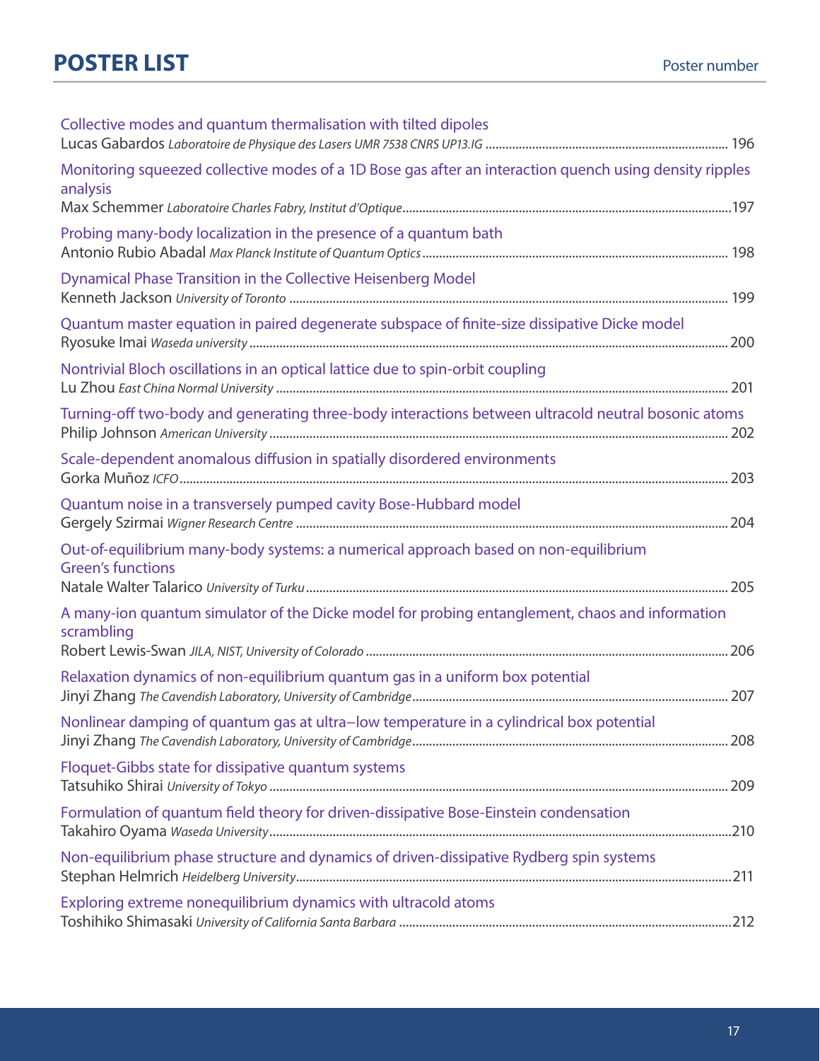# POSTER LIST

Poster number

Collective modes and quantum thermalisation with tilted dipoles
Lucas Gabardos *Laboratoire de Physique des Lasers UMR 7538 CNRS UP13.IG* ........ 196

Monitoring squeezed collective modes of a 1D Bose gas after an interaction quench using density ripples analysis
Max Schemmer *Laboratoire Charles Fabry, Institut d'Optique* ........ 197

Probing many-body localization in the presence of a quantum bath
Antonio Rubio Abadal *Max Planck Institute of Quantum Optics* ........ 198

Dynamical Phase Transition in the Collective Heisenberg Model
Kenneth Jackson *University of Toronto* ........ 199

Quantum master equation in paired degenerate subspace of finite-size dissipative Dicke model
Ryosuke Imai *Waseda university* ........ 200

Nontrivial Bloch oscillations in an optical lattice due to spin-orbit coupling
Lu Zhou *East China Normal University* ........ 201

Turning-off two-body and generating three-body interactions between ultracold neutral bosonic atoms
Philip Johnson *American University* ........ 202

Scale-dependent anomalous diffusion in spatially disordered environments
Gorka Muñoz *ICFO* ........ 203

Quantum noise in a transversely pumped cavity Bose-Hubbard model
Gergely Szirmai *Wigner Research Centre* ........ 204

Out-of-equilibrium many-body systems: a numerical approach based on non-equilibrium Green's functions
Natale Walter Talarico *University of Turku* ........ 205

A many-ion quantum simulator of the Dicke model for probing entanglement, chaos and information scrambling
Robert Lewis-Swan *JILA, NIST, University of Colorado* ........ 206

Relaxation dynamics of non-equilibrium quantum gas in a uniform box potential
Jinyi Zhang *The Cavendish Laboratory, University of Cambridge* ........ 207

Nonlinear damping of quantum gas at ultra–low temperature in a cylindrical box potential
Jinyi Zhang *The Cavendish Laboratory, University of Cambridge* ........ 208

Floquet-Gibbs state for dissipative quantum systems
Tatsuhiko Shirai *University of Tokyo* ........ 209

Formulation of quantum field theory for driven-dissipative Bose-Einstein condensation
Takahiro Oyama *Waseda University* ........ 210

Non-equilibrium phase structure and dynamics of driven-dissipative Rydberg spin systems
Stephan Helmrich *Heidelberg University* ........ 211

Exploring extreme nonequilibrium dynamics with ultracold atoms
Toshihiko Shimasaki *University of California Santa Barbara* ........ 212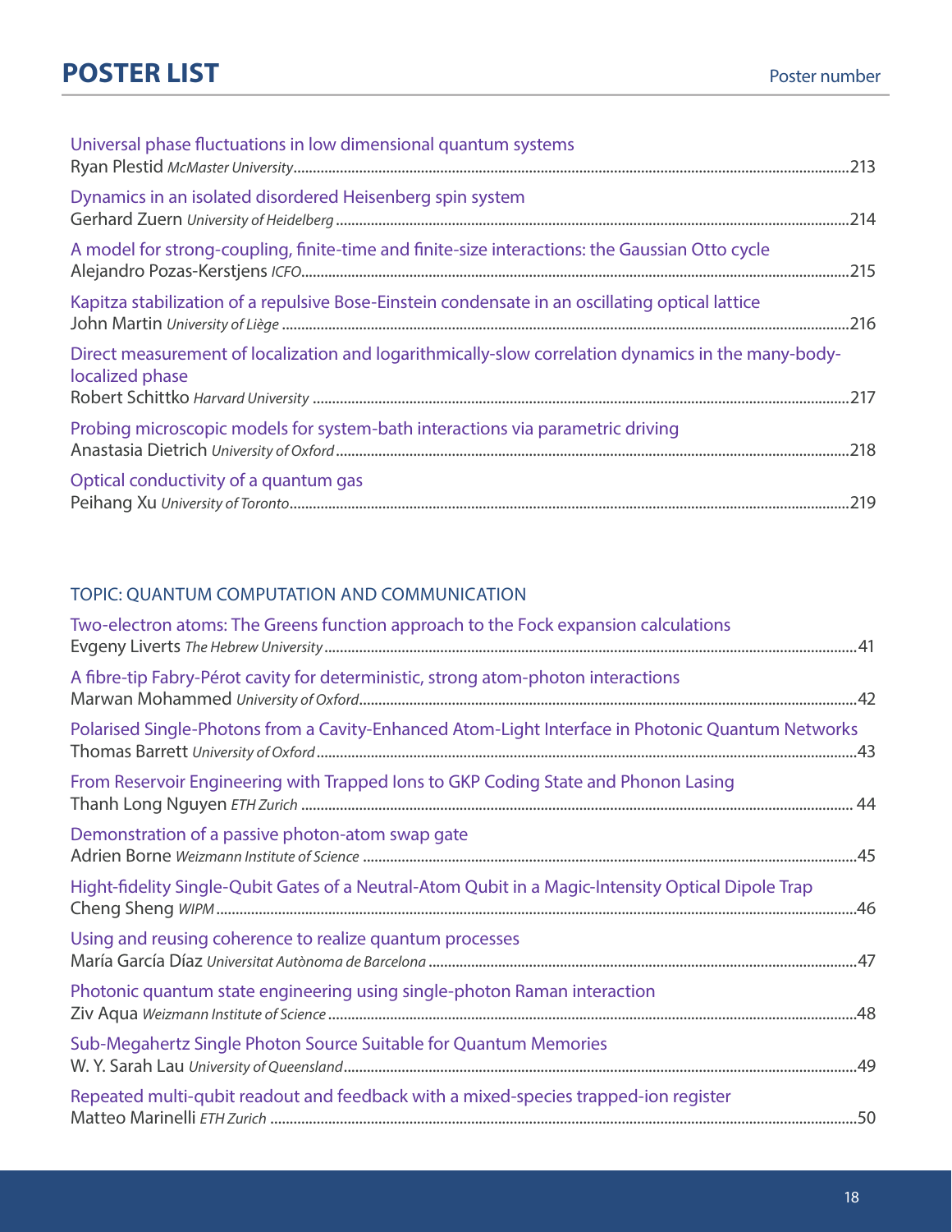## POSTER LIST

Poster number

Universal phase fluctuations in low dimensional quantum systems
Ryan Plestid *McMaster University* ............ 213

Dynamics in an isolated disordered Heisenberg spin system
Gerhard Zuern *University of Heidelberg* ............ 214

A model for strong-coupling, finite-time and finite-size interactions: the Gaussian Otto cycle
Alejandro Pozas-Kerstjens *ICFO* ............ 215

Kapitza stabilization of a repulsive Bose-Einstein condensate in an oscillating optical lattice
John Martin *University of Liège* ............ 216

Direct measurement of localization and logarithmically-slow correlation dynamics in the many-body-localized phase
Robert Schittko *Harvard University* ............ 217

Probing microscopic models for system-bath interactions via parametric driving
Anastasia Dietrich *University of Oxford* ............ 218

Optical conductivity of a quantum gas
Peihang Xu *University of Toronto* ............ 219

### TOPIC: QUANTUM COMPUTATION AND COMMUNICATION

Two-electron atoms: The Greens function approach to the Fock expansion calculations
Evgeny Liverts *The Hebrew University* ............ 41

A fibre-tip Fabry-Pérot cavity for deterministic, strong atom-photon interactions
Marwan Mohammed *University of Oxford* ............ 42

Polarised Single-Photons from a Cavity-Enhanced Atom-Light Interface in Photonic Quantum Networks
Thomas Barrett *University of Oxford* ............ 43

From Reservoir Engineering with Trapped Ions to GKP Coding State and Phonon Lasing
Thanh Long Nguyen *ETH Zurich* ............ 44

Demonstration of a passive photon-atom swap gate
Adrien Borne *Weizmann Institute of Science* ............ 45

Hight-fidelity Single-Qubit Gates of a Neutral-Atom Qubit in a Magic-Intensity Optical Dipole Trap
Cheng Sheng *WIPM* ............ 46

Using and reusing coherence to realize quantum processes
María García Díaz *Universitat Autònoma de Barcelona* ............ 47

Photonic quantum state engineering using single-photon Raman interaction
Ziv Aqua *Weizmann Institute of Science* ............ 48

Sub-Megahertz Single Photon Source Suitable for Quantum Memories
W. Y. Sarah Lau *University of Queensland* ............ 49

Repeated multi-qubit readout and feedback with a mixed-species trapped-ion register
Matteo Marinelli *ETH Zurich* ............ 50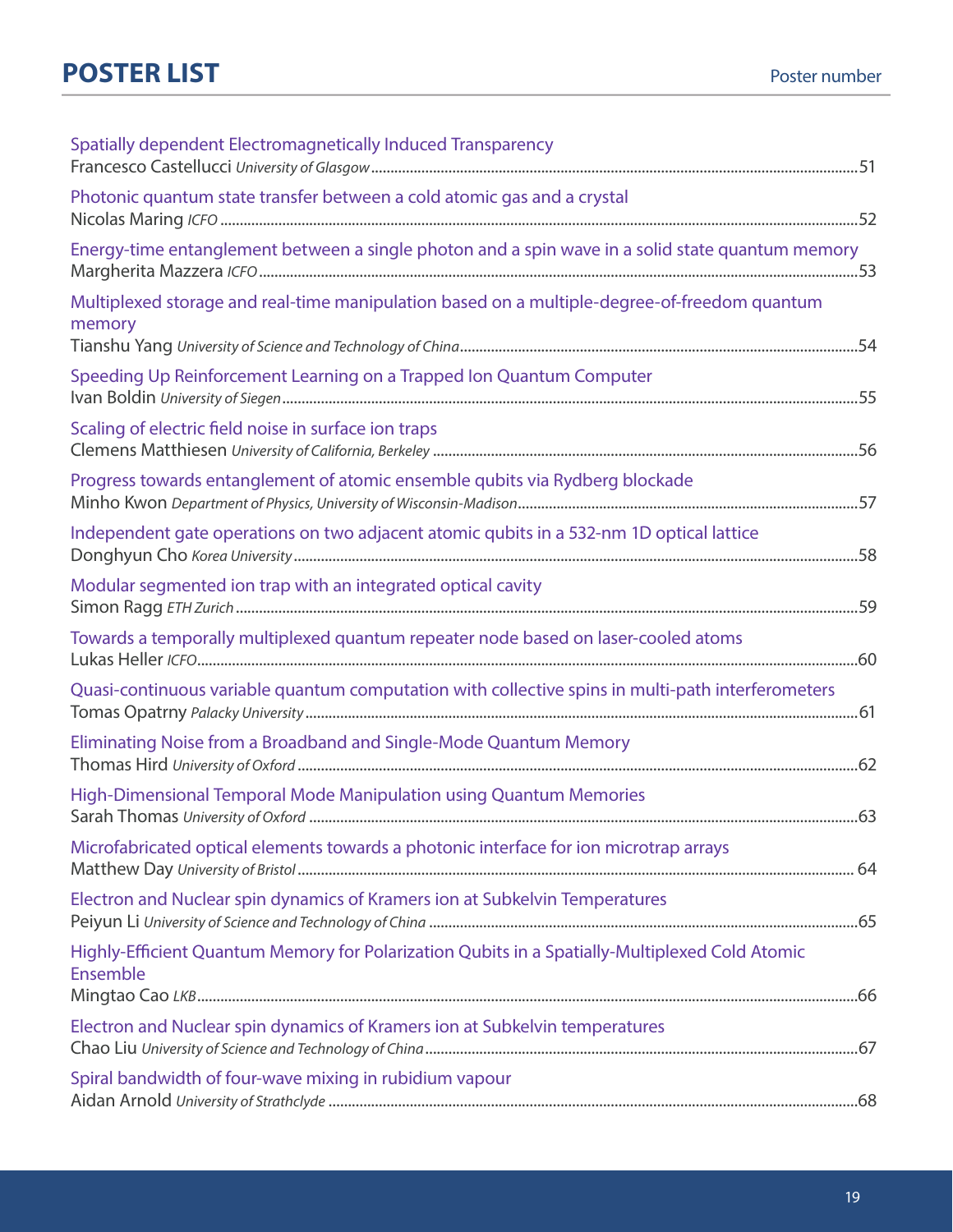# POSTER LIST

Poster number

Spatially dependent Electromagnetically Induced Transparency
Francesco Castellucci *University of Glasgow* .......... 51

Photonic quantum state transfer between a cold atomic gas and a crystal
Nicolas Maring *ICFO* .......... 52

Energy-time entanglement between a single photon and a spin wave in a solid state quantum memory
Margherita Mazzera *ICFO* .......... 53

Multiplexed storage and real-time manipulation based on a multiple-degree-of-freedom quantum memory
Tianshu Yang *University of Science and Technology of China* .......... 54

Speeding Up Reinforcement Learning on a Trapped Ion Quantum Computer
Ivan Boldin *University of Siegen* .......... 55

Scaling of electric field noise in surface ion traps
Clemens Matthiesen *University of California, Berkeley* .......... 56

Progress towards entanglement of atomic ensemble qubits via Rydberg blockade
Minho Kwon *Department of Physics, University of Wisconsin-Madison* .......... 57

Independent gate operations on two adjacent atomic qubits in a 532-nm 1D optical lattice
Donghyun Cho *Korea University* .......... 58

Modular segmented ion trap with an integrated optical cavity
Simon Ragg *ETH Zurich* .......... 59

Towards a temporally multiplexed quantum repeater node based on laser-cooled atoms
Lukas Heller *ICFO* .......... 60

Quasi-continuous variable quantum computation with collective spins in multi-path interferometers
Tomas Opatrny *Palacky University* .......... 61

Eliminating Noise from a Broadband and Single-Mode Quantum Memory
Thomas Hird *University of Oxford* .......... 62

High-Dimensional Temporal Mode Manipulation using Quantum Memories
Sarah Thomas *University of Oxford* .......... 63

Microfabricated optical elements towards a photonic interface for ion microtrap arrays
Matthew Day *University of Bristol* .......... 64

Electron and Nuclear spin dynamics of Kramers ion at Subkelvin Temperatures
Peiyun Li *University of Science and Technology of China* .......... 65

Highly-Efficient Quantum Memory for Polarization Qubits in a Spatially-Multiplexed Cold Atomic Ensemble
Mingtao Cao *LKB* .......... 66

Electron and Nuclear spin dynamics of Kramers ion at Subkelvin temperatures
Chao Liu *University of Science and Technology of China* .......... 67

Spiral bandwidth of four-wave mixing in rubidium vapour
Aidan Arnold *University of Strathclyde* .......... 68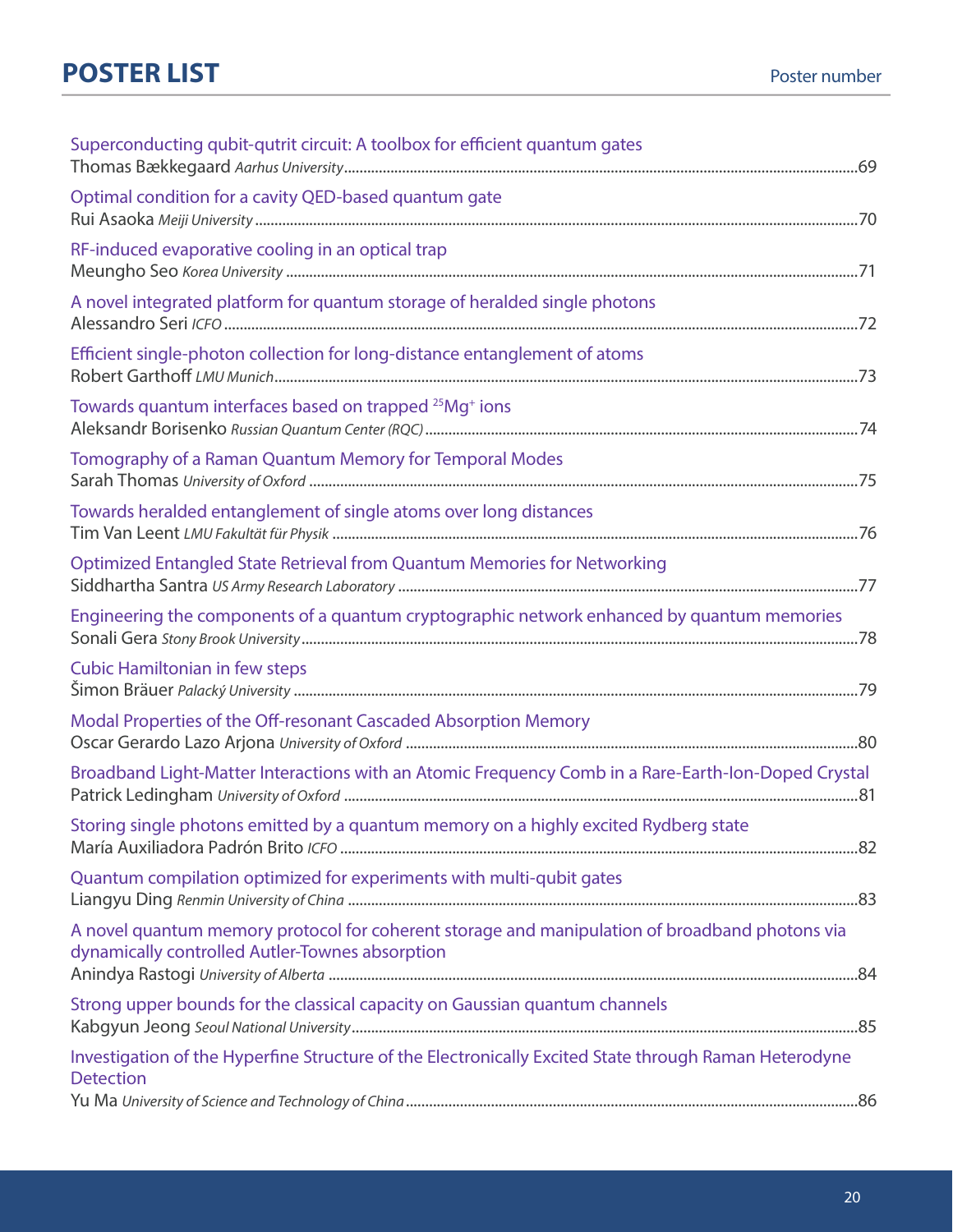# POSTER LIST

Poster number

Superconducting qubit-qutrit circuit: A toolbox for efficient quantum gates
Thomas Bækkegaard *Aarhus University* ....69

Optimal condition for a cavity QED-based quantum gate
Rui Asaoka *Meiji University* ....70

RF-induced evaporative cooling in an optical trap
Meungho Seo *Korea University* ....71

A novel integrated platform for quantum storage of heralded single photons
Alessandro Seri *ICFO* ....72

Efficient single-photon collection for long-distance entanglement of atoms
Robert Garthoff *LMU Munich* ....73

Towards quantum interfaces based on trapped $^{25}Mg^{+}$ ions
Aleksandr Borisenko *Russian Quantum Center (RQC)* ....74

Tomography of a Raman Quantum Memory for Temporal Modes
Sarah Thomas *University of Oxford* ....75

Towards heralded entanglement of single atoms over long distances
Tim Van Leent *LMU Fakultät für Physik* ....76

Optimized Entangled State Retrieval from Quantum Memories for Networking
Siddhartha Santra *US Army Research Laboratory* ....77

Engineering the components of a quantum cryptographic network enhanced by quantum memories
Sonali Gera *Stony Brook University* ....78

Cubic Hamiltonian in few steps
Šimon Bräuer *Palacký University* ....79

Modal Properties of the Off-resonant Cascaded Absorption Memory
Oscar Gerardo Lazo Arjona *University of Oxford* ....80

Broadband Light-Matter Interactions with an Atomic Frequency Comb in a Rare-Earth-Ion-Doped Crystal
Patrick Ledingham *University of Oxford* ....81

Storing single photons emitted by a quantum memory on a highly excited Rydberg state
María Auxiliadora Padrón Brito *ICFO* ....82

Quantum compilation optimized for experiments with multi-qubit gates
Liangyu Ding *Renmin University of China* ....83

A novel quantum memory protocol for coherent storage and manipulation of broadband photons via dynamically controlled Autler-Townes absorption
Anindya Rastogi *University of Alberta* ....84

Strong upper bounds for the classical capacity on Gaussian quantum channels
Kabgyun Jeong *Seoul National University* ....85

Investigation of the Hyperfine Structure of the Electronically Excited State through Raman Heterodyne Detection
Yu Ma *University of Science and Technology of China* ....86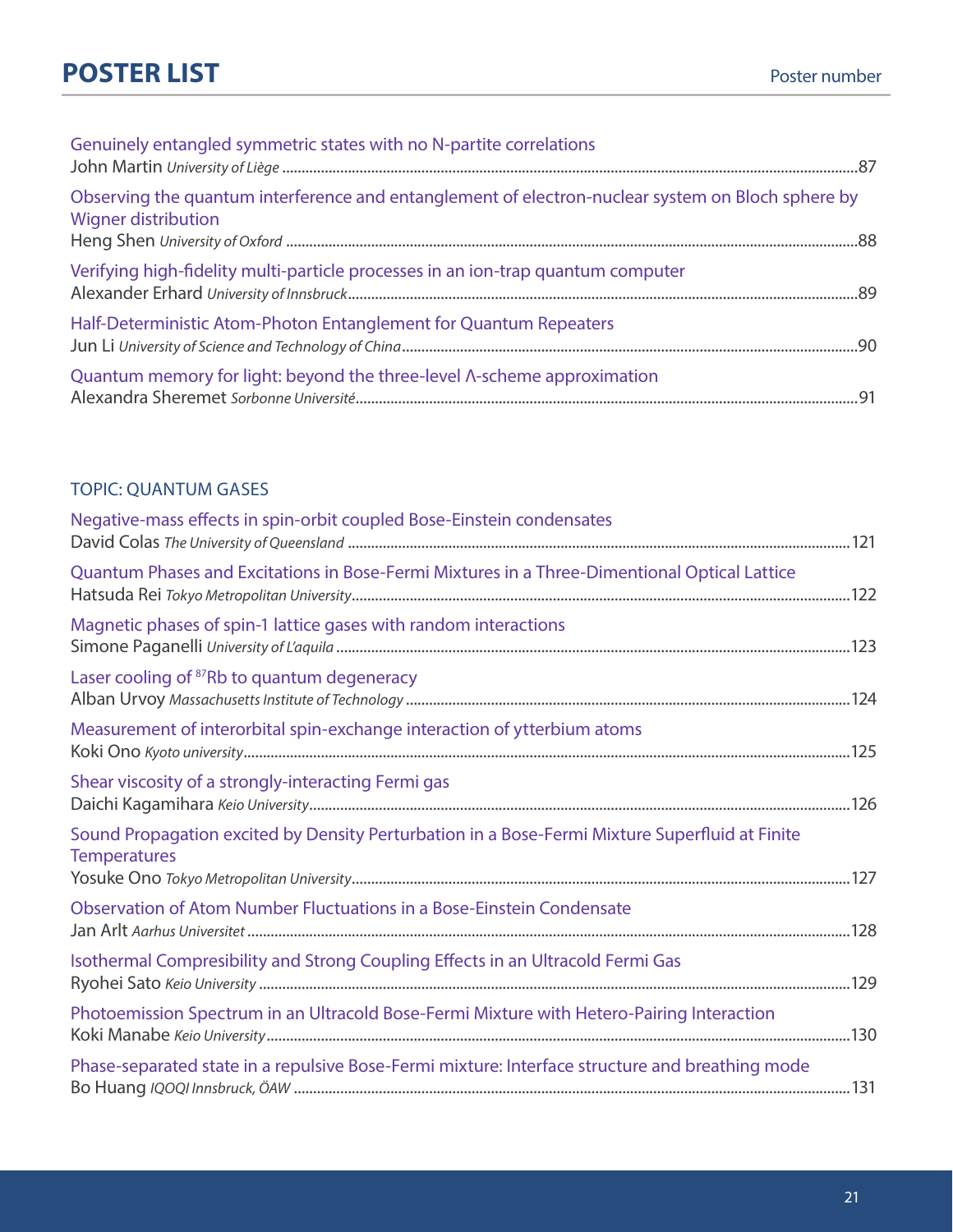# POSTER LIST

Poster number

Genuinely entangled symmetric states with no N-partite correlations
John Martin *University of Liège* ....................................................................................87

Observing the quantum interference and entanglement of electron-nuclear system on Bloch sphere by Wigner distribution
Heng Shen *University of Oxford* ....................................................................................88

Verifying high-fidelity multi-particle processes in an ion-trap quantum computer
Alexander Erhard *University of Innsbruck* ....................................................................................89

Half-Deterministic Atom-Photon Entanglement for Quantum Repeaters
Jun Li *University of Science and Technology of China* ....................................................................................90

Quantum memory for light: beyond the three-level Λ-scheme approximation
Alexandra Sheremet *Sorbonne Université* ....................................................................................91

## TOPIC: QUANTUM GASES

Negative-mass effects in spin-orbit coupled Bose-Einstein condensates
David Colas *The University of Queensland* ....................................................................................121

Quantum Phases and Excitations in Bose-Fermi Mixtures in a Three-Dimentional Optical Lattice
Hatsuda Rei *Tokyo Metropolitan University* ....................................................................................122

Magnetic phases of spin-1 lattice gases with random interactions
Simone Paganelli *University of L'aquila* ....................................................................................123

Laser cooling of $^{87}$Rb to quantum degeneracy
Alban Urvoy *Massachusetts Institute of Technology* ....................................................................................124

Measurement of interorbital spin-exchange interaction of ytterbium atoms
Koki Ono *Kyoto university* ....................................................................................125

Shear viscosity of a strongly-interacting Fermi gas
Daichi Kagamihara *Keio University* ....................................................................................126

Sound Propagation excited by Density Perturbation in a Bose-Fermi Mixture Superfluid at Finite Temperatures
Yosuke Ono *Tokyo Metropolitan University* ....................................................................................127

Observation of Atom Number Fluctuations in a Bose-Einstein Condensate
Jan Arlt *Aarhus Universitet* ....................................................................................128

Isothermal Compresibility and Strong Coupling Effects in an Ultracold Fermi Gas
Ryohei Sato *Keio University* ....................................................................................129

Photoemission Spectrum in an Ultracold Bose-Fermi Mixture with Hetero-Pairing Interaction
Koki Manabe *Keio University* ....................................................................................130

Phase-separated state in a repulsive Bose-Fermi mixture: Interface structure and breathing mode
Bo Huang *IQOQI Innsbruck, ÖAW* ....................................................................................131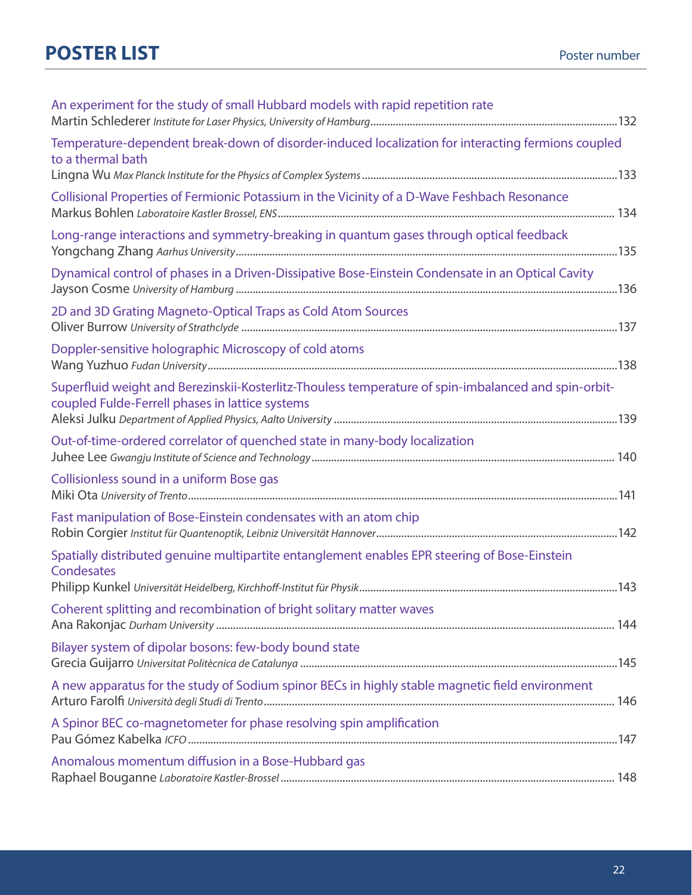# POSTER LIST

Poster number

An experiment for the study of small Hubbard models with rapid repetition rate
Martin Schlederer *Institute for Laser Physics, University of Hamburg* .......... 132

Temperature-dependent break-down of disorder-induced localization for interacting fermions coupled to a thermal bath
Lingna Wu *Max Planck Institute for the Physics of Complex Systems* .......... 133

Collisional Properties of Fermionic Potassium in the Vicinity of a D-Wave Feshbach Resonance
Markus Bohlen *Laboratoire Kastler Brossel, ENS* .......... 134

Long-range interactions and symmetry-breaking in quantum gases through optical feedback
Yongchang Zhang *Aarhus University* .......... 135

Dynamical control of phases in a Driven-Dissipative Bose-Einstein Condensate in an Optical Cavity
Jayson Cosme *University of Hamburg* .......... 136

2D and 3D Grating Magneto-Optical Traps as Cold Atom Sources
Oliver Burrow *University of Strathclyde* .......... 137

Doppler-sensitive holographic Microscopy of cold atoms
Wang Yuzhuo *Fudan University* .......... 138

Superfluid weight and Berezinskii-Kosterlitz-Thouless temperature of spin-imbalanced and spin-orbit-coupled Fulde-Ferrell phases in lattice systems
Aleksi Julku *Department of Applied Physics, Aalto University* .......... 139

Out-of-time-ordered correlator of quenched state in many-body localization
Juhee Lee *Gwangju Institute of Science and Technology* .......... 140

Collisionless sound in a uniform Bose gas
Miki Ota *University of Trento* .......... 141

Fast manipulation of Bose-Einstein condensates with an atom chip
Robin Corgier *Institut für Quantenoptik, Leibniz Universität Hannover* .......... 142

Spatially distributed genuine multipartite entanglement enables EPR steering of Bose-Einstein Condesates
Philipp Kunkel *Universität Heidelberg, Kirchhoff-Institut für Physik* .......... 143

Coherent splitting and recombination of bright solitary matter waves
Ana Rakonjac *Durham University* .......... 144

Bilayer system of dipolar bosons: few-body bound state
Grecia Guijarro *Universitat Politècnica de Catalunya* .......... 145

A new apparatus for the study of Sodium spinor BECs in highly stable magnetic field environment
Arturo Farolfi *Università degli Studi di Trento* .......... 146

A Spinor BEC co-magnetometer for phase resolving spin amplification
Pau Gómez Kabelka *ICFO* .......... 147

Anomalous momentum diffusion in a Bose-Hubbard gas
Raphael Bouganne *Laboratoire Kastler-Brossel* .......... 148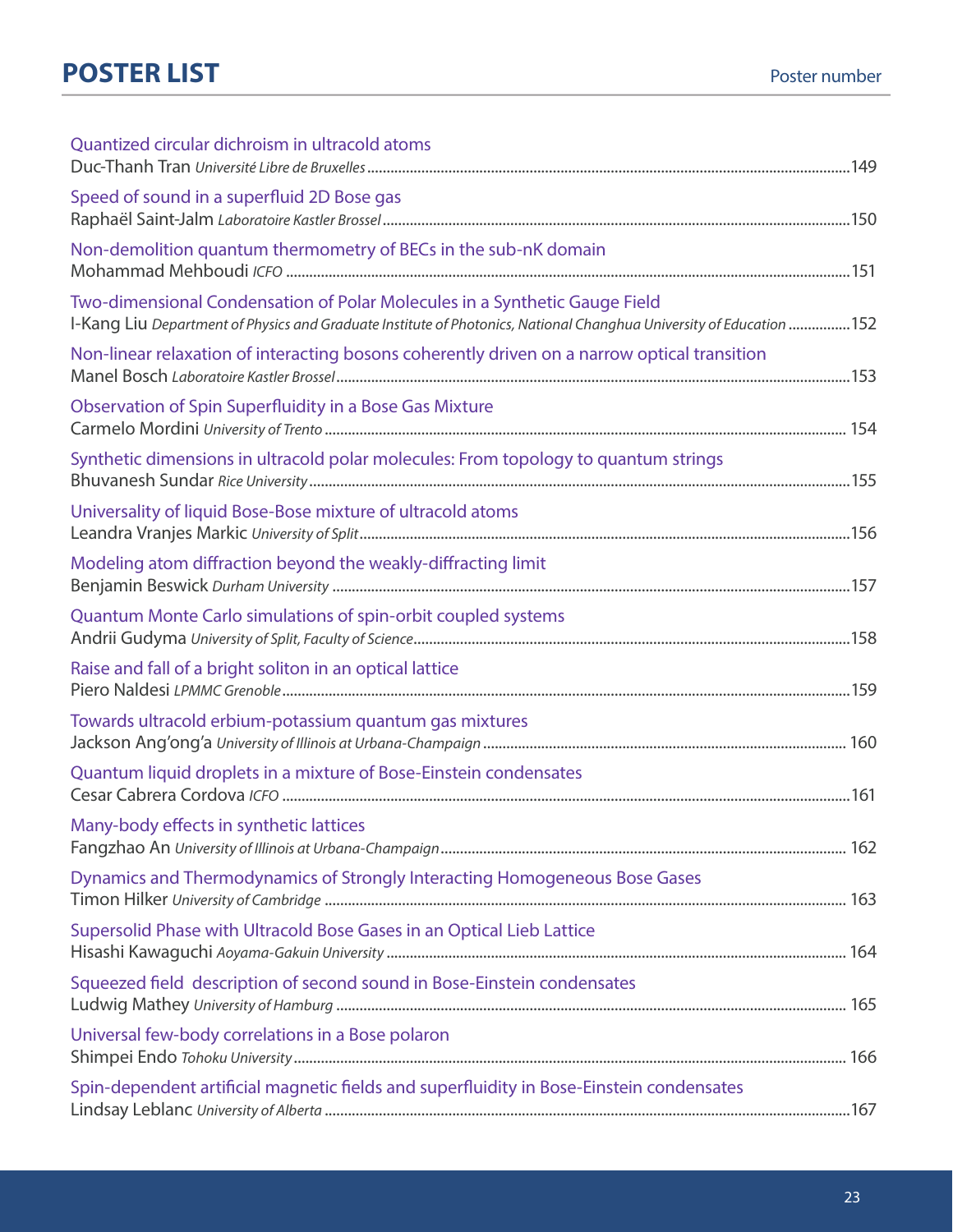# POSTER LIST

Poster number

Quantized circular dichroism in ultracold atoms
Duc-Thanh Tran *Université Libre de Bruxelles* ........ 149

Speed of sound in a superfluid 2D Bose gas
Raphaël Saint-Jalm *Laboratoire Kastler Brossel* ........ 150

Non-demolition quantum thermometry of BECs in the sub-nK domain
Mohammad Mehboudi *ICFO* ........ 151

Two-dimensional Condensation of Polar Molecules in a Synthetic Gauge Field
I-Kang Liu *Department of Physics and Graduate Institute of Photonics, National Changhua University of Education* ........ 152

Non-linear relaxation of interacting bosons coherently driven on a narrow optical transition
Manel Bosch *Laboratoire Kastler Brossel* ........ 153

Observation of Spin Superfluidity in a Bose Gas Mixture
Carmelo Mordini *University of Trento* ........ 154

Synthetic dimensions in ultracold polar molecules: From topology to quantum strings
Bhuvanesh Sundar *Rice University* ........ 155

Universality of liquid Bose-Bose mixture of ultracold atoms
Leandra Vranjes Markic *University of Split* ........ 156

Modeling atom diffraction beyond the weakly-diffracting limit
Benjamin Beswick *Durham University* ........ 157

Quantum Monte Carlo simulations of spin-orbit coupled systems
Andrii Gudyma *University of Split, Faculty of Science* ........ 158

Raise and fall of a bright soliton in an optical lattice
Piero Naldesi *LPMMC Grenoble* ........ 159

Towards ultracold erbium-potassium quantum gas mixtures
Jackson Ang'ong'a *University of Illinois at Urbana-Champaign* ........ 160

Quantum liquid droplets in a mixture of Bose-Einstein condensates
Cesar Cabrera Cordova *ICFO* ........ 161

Many-body effects in synthetic lattices
Fangzhao An *University of Illinois at Urbana-Champaign* ........ 162

Dynamics and Thermodynamics of Strongly Interacting Homogeneous Bose Gases
Timon Hilker *University of Cambridge* ........ 163

Supersolid Phase with Ultracold Bose Gases in an Optical Lieb Lattice
Hisashi Kawaguchi *Aoyama-Gakuin University* ........ 164

Squeezed field description of second sound in Bose-Einstein condensates
Ludwig Mathey *University of Hamburg* ........ 165

Universal few-body correlations in a Bose polaron
Shimpei Endo *Tohoku University* ........ 166

Spin-dependent artificial magnetic fields and superfluidity in Bose-Einstein condensates
Lindsay Leblanc *University of Alberta* ........ 167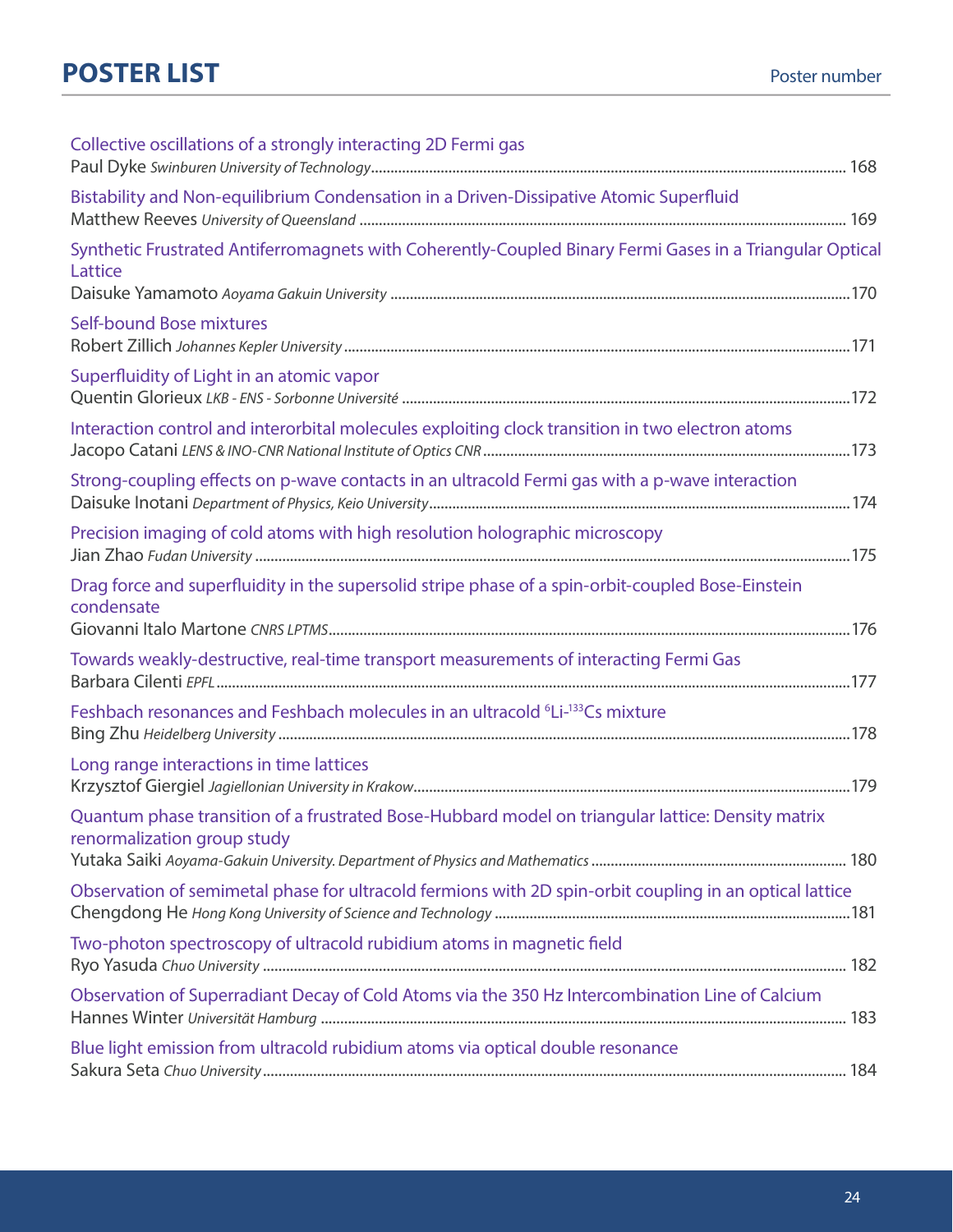# POSTER LIST

Poster number

Collective oscillations of a strongly interacting 2D Fermi gas
Paul Dyke *Swinburen University of Technology* ........ 168

Bistability and Non-equilibrium Condensation in a Driven-Dissipative Atomic Superfluid
Matthew Reeves *University of Queensland* ........ 169

Synthetic Frustrated Antiferromagnets with Coherently-Coupled Binary Fermi Gases in a Triangular Optical Lattice
Daisuke Yamamoto *Aoyama Gakuin University* ........ 170

Self-bound Bose mixtures
Robert Zillich *Johannes Kepler University* ........ 171

Superfluidity of Light in an atomic vapor
Quentin Glorieux *LKB - ENS - Sorbonne Université* ........ 172

Interaction control and interorbital molecules exploiting clock transition in two electron atoms
Jacopo Catani *LENS & INO-CNR National Institute of Optics CNR* ........ 173

Strong-coupling effects on p-wave contacts in an ultracold Fermi gas with a p-wave interaction
Daisuke Inotani *Department of Physics, Keio University* ........ 174

Precision imaging of cold atoms with high resolution holographic microscopy
Jian Zhao *Fudan University* ........ 175

Drag force and superfluidity in the supersolid stripe phase of a spin-orbit-coupled Bose-Einstein condensate
Giovanni Italo Martone *CNRS LPTMS* ........ 176

Towards weakly-destructive, real-time transport measurements of interacting Fermi Gas
Barbara Cilenti *EPFL* ........ 177

Feshbach resonances and Feshbach molecules in an ultracold $^{6}$Li-$^{133}$Cs mixture
Bing Zhu *Heidelberg University* ........ 178

Long range interactions in time lattices
Krzysztof Giergiel *Jagiellonian University in Krakow* ........ 179

Quantum phase transition of a frustrated Bose-Hubbard model on triangular lattice: Density matrix renormalization group study
Yutaka Saiki *Aoyama-Gakuin University. Department of Physics and Mathematics* ........ 180

Observation of semimetal phase for ultracold fermions with 2D spin-orbit coupling in an optical lattice
Chengdong He *Hong Kong University of Science and Technology* ........ 181

Two-photon spectroscopy of ultracold rubidium atoms in magnetic field
Ryo Yasuda *Chuo University* ........ 182

Observation of Superradiant Decay of Cold Atoms via the 350 Hz Intercombination Line of Calcium
Hannes Winter *Universität Hamburg* ........ 183

Blue light emission from ultracold rubidium atoms via optical double resonance
Sakura Seta *Chuo University* ........ 184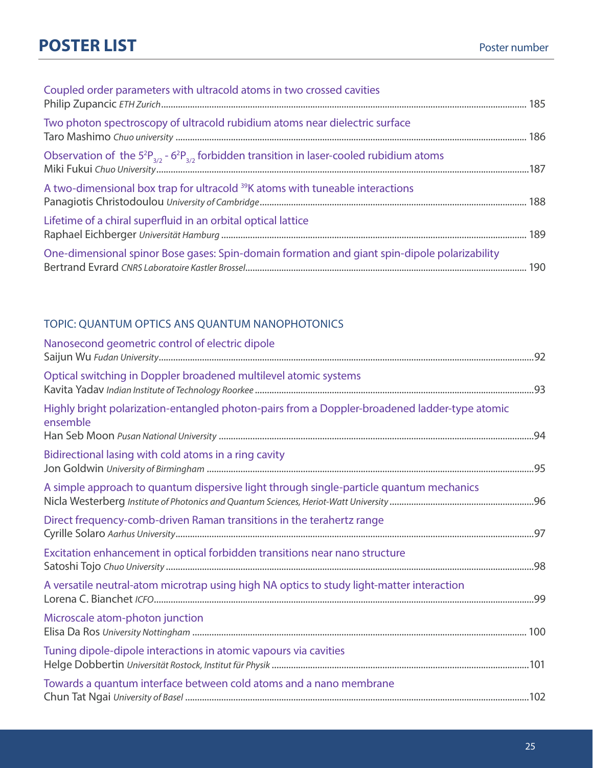# POSTER LIST

Poster number

Coupled order parameters with ultracold atoms in two crossed cavities
Philip Zupancic *ETH Zurich* ............ 185

Two photon spectroscopy of ultracold rubidium atoms near dielectric surface
Taro Mashimo *Chuo university* ............ 186

Observation of the $5^2P_{3/2}$ - $6^2P_{3/2}$ forbidden transition in laser-cooled rubidium atoms
Miki Fukui *Chuo University* ............ 187

A two-dimensional box trap for ultracold $^{39}$K atoms with tuneable interactions
Panagiotis Christodoulou *University of Cambridge* ............ 188

Lifetime of a chiral superfluid in an orbital optical lattice
Raphael Eichberger *Universität Hamburg* ............ 189

One-dimensional spinor Bose gases: Spin-domain formation and giant spin-dipole polarizability
Bertrand Evrard *CNRS Laboratoire Kastler Brossel* ............ 190

## TOPIC: QUANTUM OPTICS ANS QUANTUM NANOPHOTONICS

Nanosecond geometric control of electric dipole
Saijun Wu *Fudan University* ............ 92

Optical switching in Doppler broadened multilevel atomic systems
Kavita Yadav *Indian Institute of Technology Roorkee* ............ 93

Highly bright polarization-entangled photon-pairs from a Doppler-broadened ladder-type atomic ensemble
Han Seb Moon *Pusan National University* ............ 94

Bidirectional lasing with cold atoms in a ring cavity
Jon Goldwin *University of Birmingham* ............ 95

A simple approach to quantum dispersive light through single-particle quantum mechanics
Nicla Westerberg *Institute of Photonics and Quantum Sciences, Heriot-Watt University* ............ 96

Direct frequency-comb-driven Raman transitions in the terahertz range
Cyrille Solaro *Aarhus University* ............ 97

Excitation enhancement in optical forbidden transitions near nano structure
Satoshi Tojo *Chuo University* ............ 98

A versatile neutral-atom microtrap using high NA optics to study light-matter interaction
Lorena C. Bianchet *ICFO* ............ 99

Microscale atom-photon junction
Elisa Da Ros *University Nottingham* ............ 100

Tuning dipole-dipole interactions in atomic vapours via cavities
Helge Dobbertin *Universität Rostock, Institut für Physik* ............ 101

Towards a quantum interface between cold atoms and a nano membrane
Chun Tat Ngai *University of Basel* ............ 102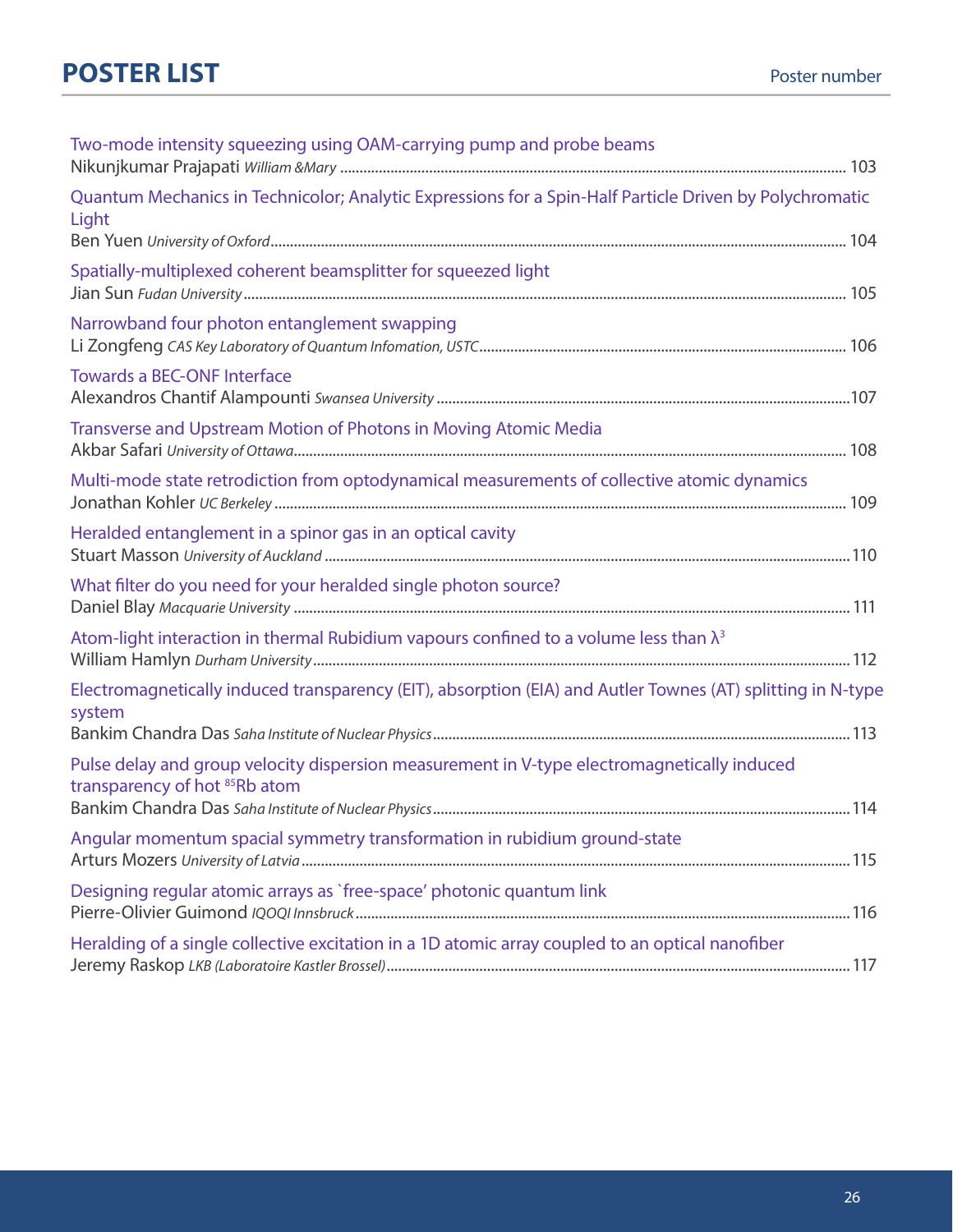# POSTER LIST

Poster number

Two-mode intensity squeezing using OAM-carrying pump and probe beams
Nikunjkumar Prajapati *William &Mary* ............ 103

Quantum Mechanics in Technicolor; Analytic Expressions for a Spin-Half Particle Driven by Polychromatic Light
Ben Yuen *University of Oxford* ............ 104

Spatially-multiplexed coherent beamsplitter for squeezed light
Jian Sun *Fudan University* ............ 105

Narrowband four photon entanglement swapping
Li Zongfeng *CAS Key Laboratory of Quantum Infomation, USTC* ............ 106

Towards a BEC-ONF Interface
Alexandros Chantif Alampounti *Swansea University* ............ 107

Transverse and Upstream Motion of Photons in Moving Atomic Media
Akbar Safari *University of Ottawa* ............ 108

Multi-mode state retrodiction from optodynamical measurements of collective atomic dynamics
Jonathan Kohler *UC Berkeley* ............ 109

Heralded entanglement in a spinor gas in an optical cavity
Stuart Masson *University of Auckland* ............ 110

What filter do you need for your heralded single photon source?
Daniel Blay *Macquarie University* ............ 111

Atom-light interaction in thermal Rubidium vapours confined to a volume less than $\lambda^3$
William Hamlyn *Durham University* ............ 112

Electromagnetically induced transparency (EIT), absorption (EIA) and Autler Townes (AT) splitting in N-type system
Bankim Chandra Das *Saha Institute of Nuclear Physics* ............ 113

Pulse delay and group velocity dispersion measurement in V-type electromagnetically induced transparency of hot $^{85}$Rb atom
Bankim Chandra Das *Saha Institute of Nuclear Physics* ............ 114

Angular momentum spacial symmetry transformation in rubidium ground-state
Arturs Mozers *University of Latvia* ............ 115

Designing regular atomic arrays as `free-space' photonic quantum link
Pierre-Olivier Guimond *IQOQI Innsbruck* ............ 116

Heralding of a single collective excitation in a 1D atomic array coupled to an optical nanofiber
Jeremy Raskop *LKB (Laboratoire Kastler Brossel)* ............ 117